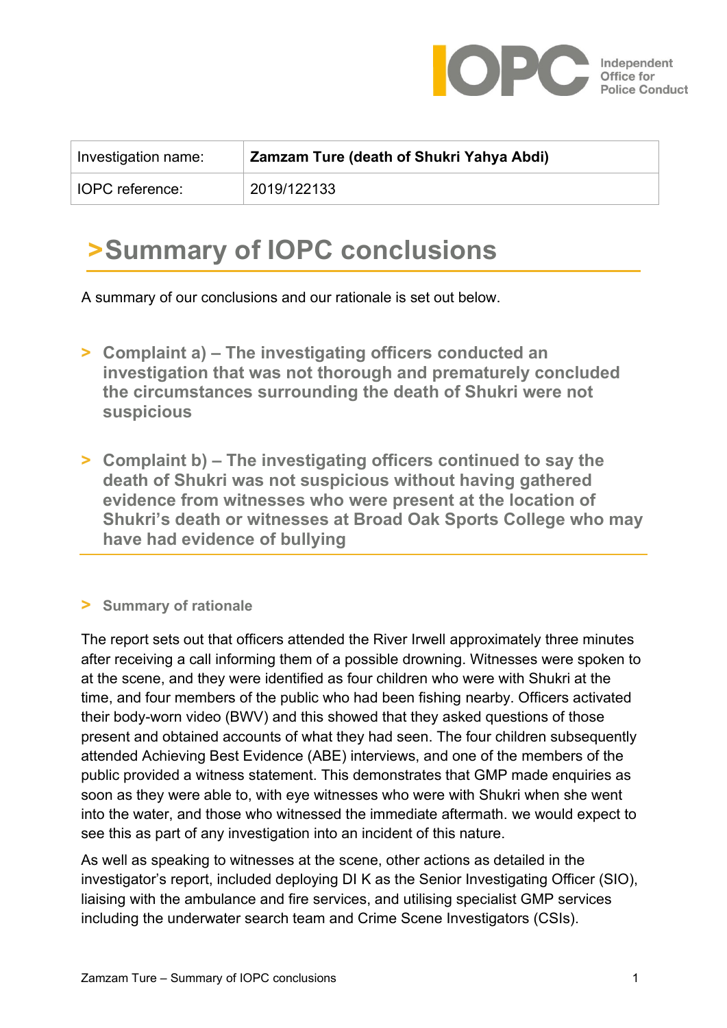| Investigation name: | **Zamzam Ture (death of Shukri Yahya Abdi)** |
| --- | --- |
| IOPC reference: | 2019/122133 |

# >Summary of IOPC conclusions

A summary of our conclusions and our rationale is set out below.

## > Complaint a) – The investigating officers conducted an investigation that was not thorough and prematurely concluded the circumstances surrounding the death of Shukri were not suspicious

## > Complaint b) – The investigating officers continued to say the death of Shukri was not suspicious without having gathered evidence from witnesses who were present at the location of Shukri's death or witnesses at Broad Oak Sports College who may have had evidence of bullying

### > Summary of rationale

The report sets out that officers attended the River Irwell approximately three minutes after receiving a call informing them of a possible drowning. Witnesses were spoken to at the scene, and they were identified as four children who were with Shukri at the time, and four members of the public who had been fishing nearby. Officers activated their body-worn video (BWV) and this showed that they asked questions of those present and obtained accounts of what they had seen. The four children subsequently attended Achieving Best Evidence (ABE) interviews, and one of the members of the public provided a witness statement. This demonstrates that GMP made enquiries as soon as they were able to, with eye witnesses who were with Shukri when she went into the water, and those who witnessed the immediate aftermath. we would expect to see this as part of any investigation into an incident of this nature.

As well as speaking to witnesses at the scene, other actions as detailed in the investigator's report, included deploying DI K as the Senior Investigating Officer (SIO), liaising with the ambulance and fire services, and utilising specialist GMP services including the underwater search team and Crime Scene Investigators (CSIs).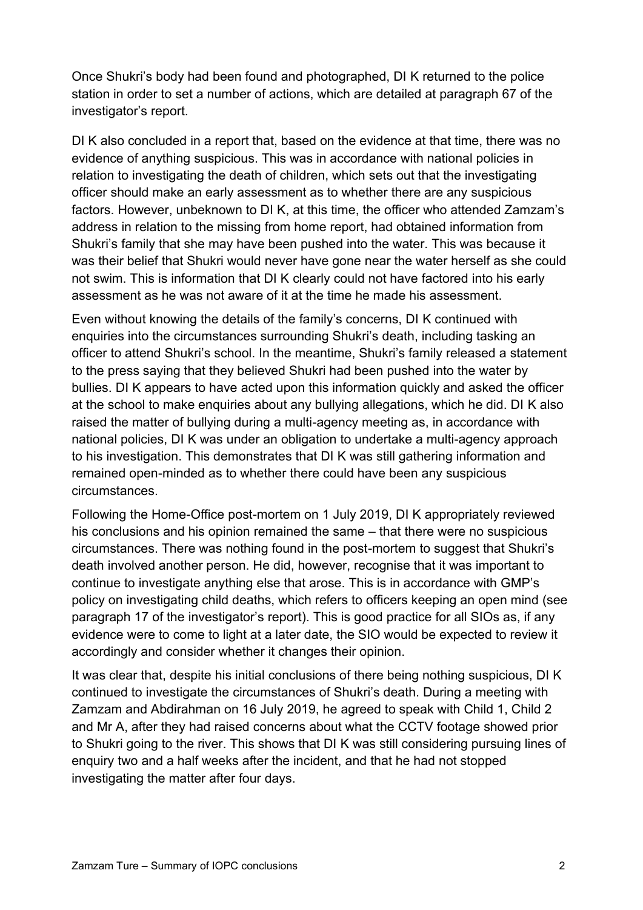Once Shukri's body had been found and photographed, DI K returned to the police station in order to set a number of actions, which are detailed at paragraph 67 of the investigator's report.

DI K also concluded in a report that, based on the evidence at that time, there was no evidence of anything suspicious. This was in accordance with national policies in relation to investigating the death of children, which sets out that the investigating officer should make an early assessment as to whether there are any suspicious factors. However, unbeknown to DI K, at this time, the officer who attended Zamzam's address in relation to the missing from home report, had obtained information from Shukri's family that she may have been pushed into the water. This was because it was their belief that Shukri would never have gone near the water herself as she could not swim. This is information that DI K clearly could not have factored into his early assessment as he was not aware of it at the time he made his assessment.

Even without knowing the details of the family's concerns, DI K continued with enquiries into the circumstances surrounding Shukri's death, including tasking an officer to attend Shukri's school. In the meantime, Shukri's family released a statement to the press saying that they believed Shukri had been pushed into the water by bullies. DI K appears to have acted upon this information quickly and asked the officer at the school to make enquiries about any bullying allegations, which he did. DI K also raised the matter of bullying during a multi-agency meeting as, in accordance with national policies, DI K was under an obligation to undertake a multi-agency approach to his investigation. This demonstrates that DI K was still gathering information and remained open-minded as to whether there could have been any suspicious circumstances.

Following the Home-Office post-mortem on 1 July 2019, DI K appropriately reviewed his conclusions and his opinion remained the same – that there were no suspicious circumstances. There was nothing found in the post-mortem to suggest that Shukri's death involved another person. He did, however, recognise that it was important to continue to investigate anything else that arose. This is in accordance with GMP's policy on investigating child deaths, which refers to officers keeping an open mind (see paragraph 17 of the investigator's report). This is good practice for all SIOs as, if any evidence were to come to light at a later date, the SIO would be expected to review it accordingly and consider whether it changes their opinion.

It was clear that, despite his initial conclusions of there being nothing suspicious, DI K continued to investigate the circumstances of Shukri's death. During a meeting with Zamzam and Abdirahman on 16 July 2019, he agreed to speak with Child 1, Child 2 and Mr A, after they had raised concerns about what the CCTV footage showed prior to Shukri going to the river. This shows that DI K was still considering pursuing lines of enquiry two and a half weeks after the incident, and that he had not stopped investigating the matter after four days.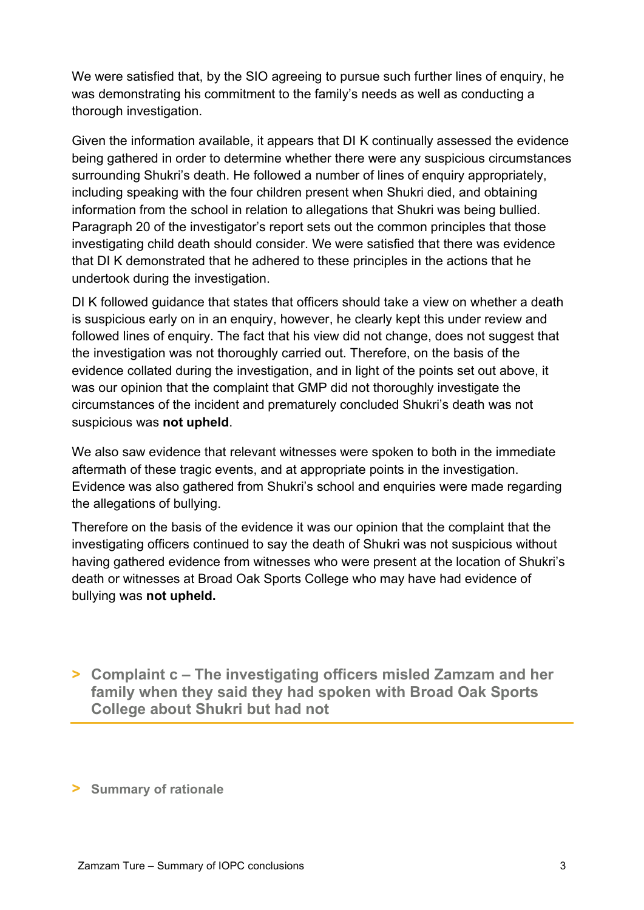We were satisfied that, by the SIO agreeing to pursue such further lines of enquiry, he was demonstrating his commitment to the family's needs as well as conducting a thorough investigation.

Given the information available, it appears that DI K continually assessed the evidence being gathered in order to determine whether there were any suspicious circumstances surrounding Shukri's death. He followed a number of lines of enquiry appropriately, including speaking with the four children present when Shukri died, and obtaining information from the school in relation to allegations that Shukri was being bullied. Paragraph 20 of the investigator's report sets out the common principles that those investigating child death should consider. We were satisfied that there was evidence that DI K demonstrated that he adhered to these principles in the actions that he undertook during the investigation.

DI K followed guidance that states that officers should take a view on whether a death is suspicious early on in an enquiry, however, he clearly kept this under review and followed lines of enquiry. The fact that his view did not change, does not suggest that the investigation was not thoroughly carried out. Therefore, on the basis of the evidence collated during the investigation, and in light of the points set out above, it was our opinion that the complaint that GMP did not thoroughly investigate the circumstances of the incident and prematurely concluded Shukri's death was not suspicious was **not upheld**.

We also saw evidence that relevant witnesses were spoken to both in the immediate aftermath of these tragic events, and at appropriate points in the investigation. Evidence was also gathered from Shukri's school and enquiries were made regarding the allegations of bullying.

Therefore on the basis of the evidence it was our opinion that the complaint that the investigating officers continued to say the death of Shukri was not suspicious without having gathered evidence from witnesses who were present at the location of Shukri's death or witnesses at Broad Oak Sports College who may have had evidence of bullying was **not upheld.**

## > Complaint c – The investigating officers misled Zamzam and her family when they said they had spoken with Broad Oak Sports College about Shukri but had not

### > Summary of rationale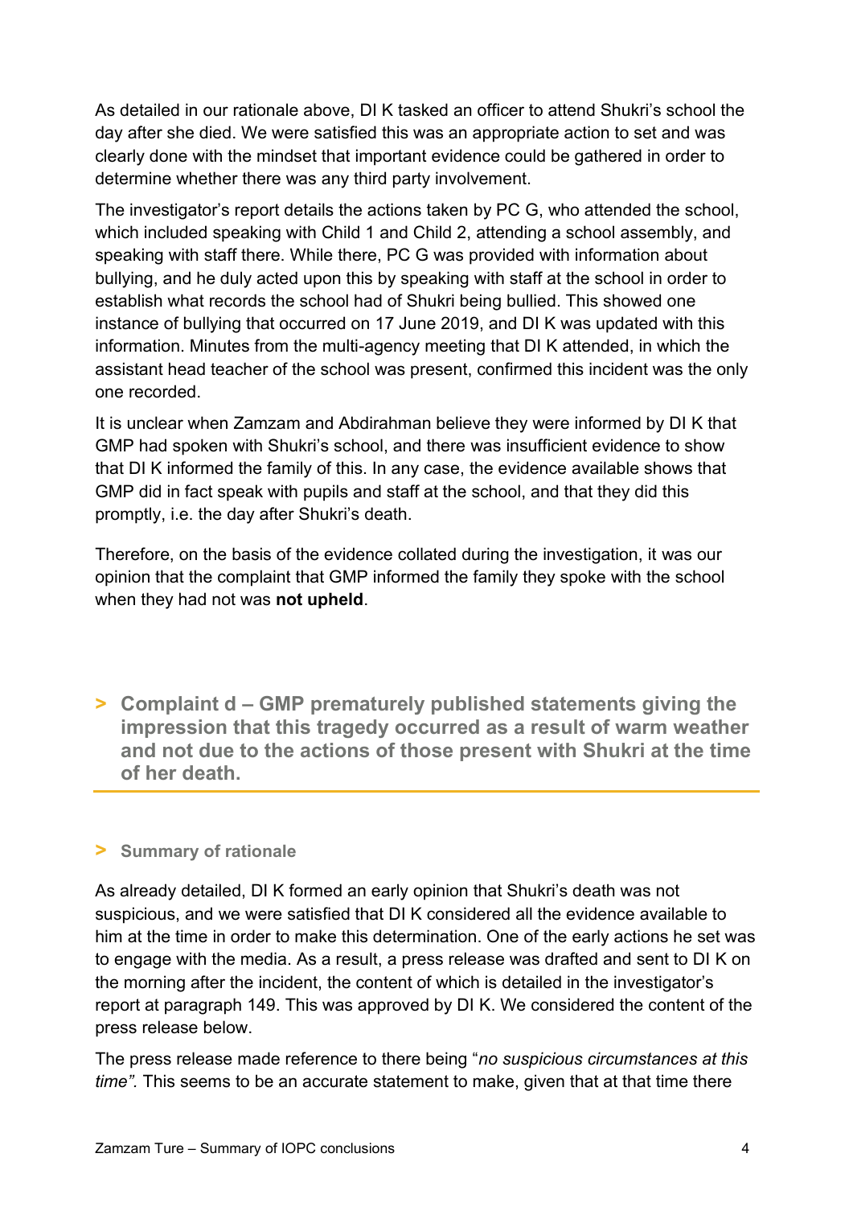As detailed in our rationale above, DI K tasked an officer to attend Shukri's school the day after she died. We were satisfied this was an appropriate action to set and was clearly done with the mindset that important evidence could be gathered in order to determine whether there was any third party involvement.

The investigator's report details the actions taken by PC G, who attended the school, which included speaking with Child 1 and Child 2, attending a school assembly, and speaking with staff there. While there, PC G was provided with information about bullying, and he duly acted upon this by speaking with staff at the school in order to establish what records the school had of Shukri being bullied. This showed one instance of bullying that occurred on 17 June 2019, and DI K was updated with this information. Minutes from the multi-agency meeting that DI K attended, in which the assistant head teacher of the school was present, confirmed this incident was the only one recorded.

It is unclear when Zamzam and Abdirahman believe they were informed by DI K that GMP had spoken with Shukri's school, and there was insufficient evidence to show that DI K informed the family of this. In any case, the evidence available shows that GMP did in fact speak with pupils and staff at the school, and that they did this promptly, i.e. the day after Shukri's death.

Therefore, on the basis of the evidence collated during the investigation, it was our opinion that the complaint that GMP informed the family they spoke with the school when they had not was **not upheld**.

## > Complaint d – GMP prematurely published statements giving the impression that this tragedy occurred as a result of warm weather and not due to the actions of those present with Shukri at the time of her death.

### > Summary of rationale

As already detailed, DI K formed an early opinion that Shukri's death was not suspicious, and we were satisfied that DI K considered all the evidence available to him at the time in order to make this determination. One of the early actions he set was to engage with the media. As a result, a press release was drafted and sent to DI K on the morning after the incident, the content of which is detailed in the investigator's report at paragraph 149. This was approved by DI K. We considered the content of the press release below.

The press release made reference to there being "*no suspicious circumstances at this time".* This seems to be an accurate statement to make, given that at that time there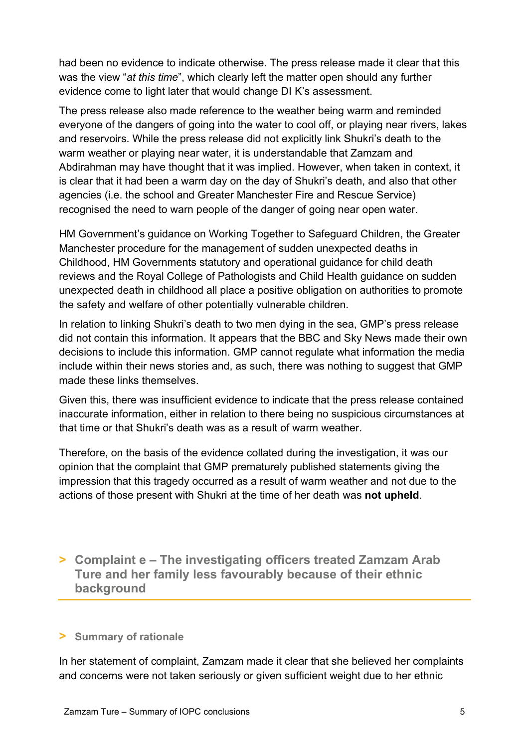had been no evidence to indicate otherwise. The press release made it clear that this was the view "*at this time*", which clearly left the matter open should any further evidence come to light later that would change DI K's assessment.

The press release also made reference to the weather being warm and reminded everyone of the dangers of going into the water to cool off, or playing near rivers, lakes and reservoirs. While the press release did not explicitly link Shukri's death to the warm weather or playing near water, it is understandable that Zamzam and Abdirahman may have thought that it was implied. However, when taken in context, it is clear that it had been a warm day on the day of Shukri's death, and also that other agencies (i.e. the school and Greater Manchester Fire and Rescue Service) recognised the need to warn people of the danger of going near open water.

HM Government's guidance on Working Together to Safeguard Children, the Greater Manchester procedure for the management of sudden unexpected deaths in Childhood, HM Governments statutory and operational guidance for child death reviews and the Royal College of Pathologists and Child Health guidance on sudden unexpected death in childhood all place a positive obligation on authorities to promote the safety and welfare of other potentially vulnerable children.

In relation to linking Shukri's death to two men dying in the sea, GMP's press release did not contain this information. It appears that the BBC and Sky News made their own decisions to include this information. GMP cannot regulate what information the media include within their news stories and, as such, there was nothing to suggest that GMP made these links themselves.

Given this, there was insufficient evidence to indicate that the press release contained inaccurate information, either in relation to there being no suspicious circumstances at that time or that Shukri's death was as a result of warm weather.

Therefore, on the basis of the evidence collated during the investigation, it was our opinion that the complaint that GMP prematurely published statements giving the impression that this tragedy occurred as a result of warm weather and not due to the actions of those present with Shukri at the time of her death was **not upheld**.

## > Complaint e – The investigating officers treated Zamzam Arab Ture and her family less favourably because of their ethnic background

### > Summary of rationale

In her statement of complaint, Zamzam made it clear that she believed her complaints and concerns were not taken seriously or given sufficient weight due to her ethnic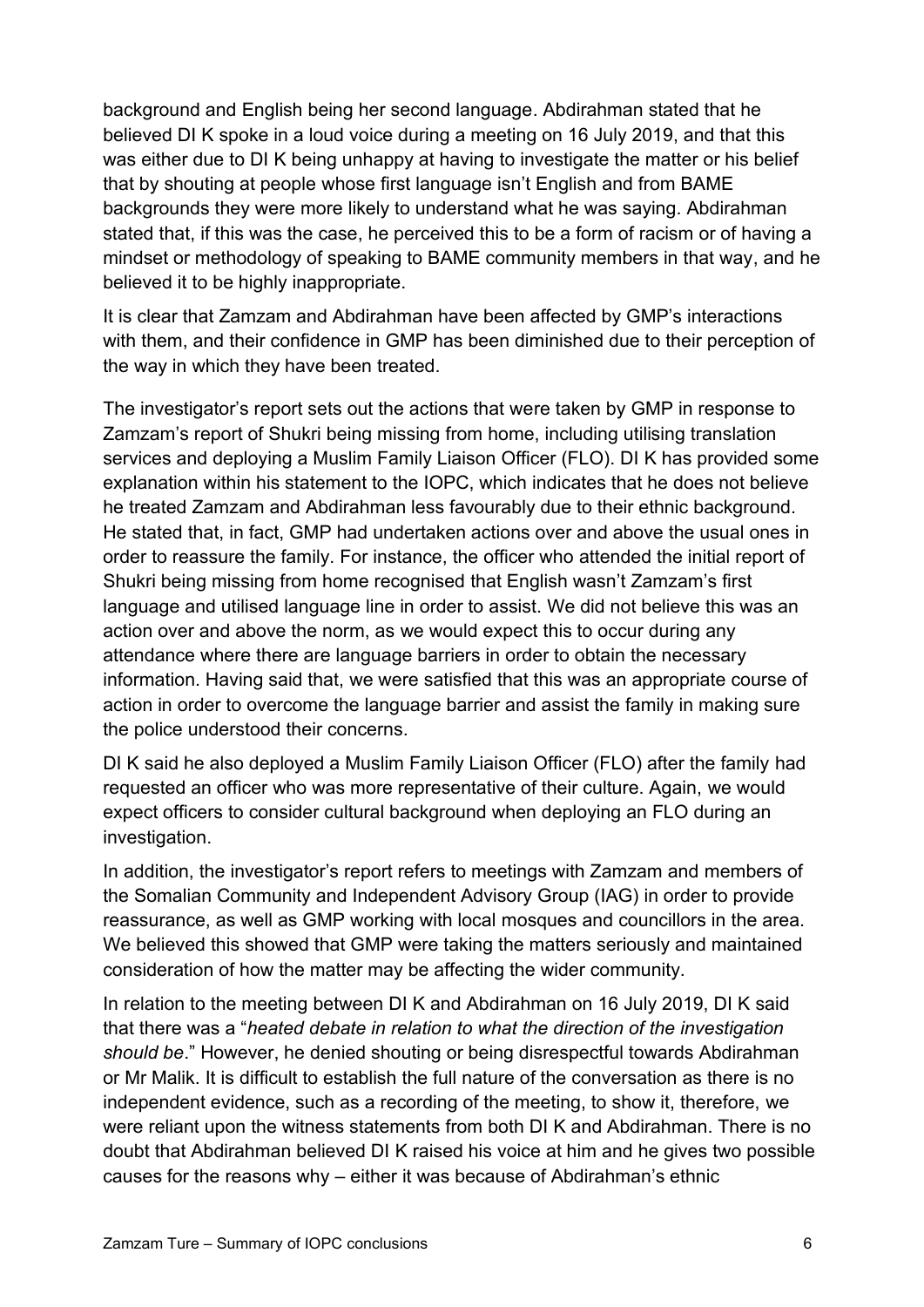background and English being her second language. Abdirahman stated that he believed DI K spoke in a loud voice during a meeting on 16 July 2019, and that this was either due to DI K being unhappy at having to investigate the matter or his belief that by shouting at people whose first language isn't English and from BAME backgrounds they were more likely to understand what he was saying. Abdirahman stated that, if this was the case, he perceived this to be a form of racism or of having a mindset or methodology of speaking to BAME community members in that way, and he believed it to be highly inappropriate.

It is clear that Zamzam and Abdirahman have been affected by GMP's interactions with them, and their confidence in GMP has been diminished due to their perception of the way in which they have been treated.

The investigator's report sets out the actions that were taken by GMP in response to Zamzam's report of Shukri being missing from home, including utilising translation services and deploying a Muslim Family Liaison Officer (FLO). DI K has provided some explanation within his statement to the IOPC, which indicates that he does not believe he treated Zamzam and Abdirahman less favourably due to their ethnic background. He stated that, in fact, GMP had undertaken actions over and above the usual ones in order to reassure the family. For instance, the officer who attended the initial report of Shukri being missing from home recognised that English wasn't Zamzam's first language and utilised language line in order to assist. We did not believe this was an action over and above the norm, as we would expect this to occur during any attendance where there are language barriers in order to obtain the necessary information. Having said that, we were satisfied that this was an appropriate course of action in order to overcome the language barrier and assist the family in making sure the police understood their concerns.

DI K said he also deployed a Muslim Family Liaison Officer (FLO) after the family had requested an officer who was more representative of their culture. Again, we would expect officers to consider cultural background when deploying an FLO during an investigation.

In addition, the investigator's report refers to meetings with Zamzam and members of the Somalian Community and Independent Advisory Group (IAG) in order to provide reassurance, as well as GMP working with local mosques and councillors in the area. We believed this showed that GMP were taking the matters seriously and maintained consideration of how the matter may be affecting the wider community.

In relation to the meeting between DI K and Abdirahman on 16 July 2019, DI K said that there was a "*heated debate in relation to what the direction of the investigation should be*." However, he denied shouting or being disrespectful towards Abdirahman or Mr Malik. It is difficult to establish the full nature of the conversation as there is no independent evidence, such as a recording of the meeting, to show it, therefore, we were reliant upon the witness statements from both DI K and Abdirahman. There is no doubt that Abdirahman believed DI K raised his voice at him and he gives two possible causes for the reasons why – either it was because of Abdirahman's ethnic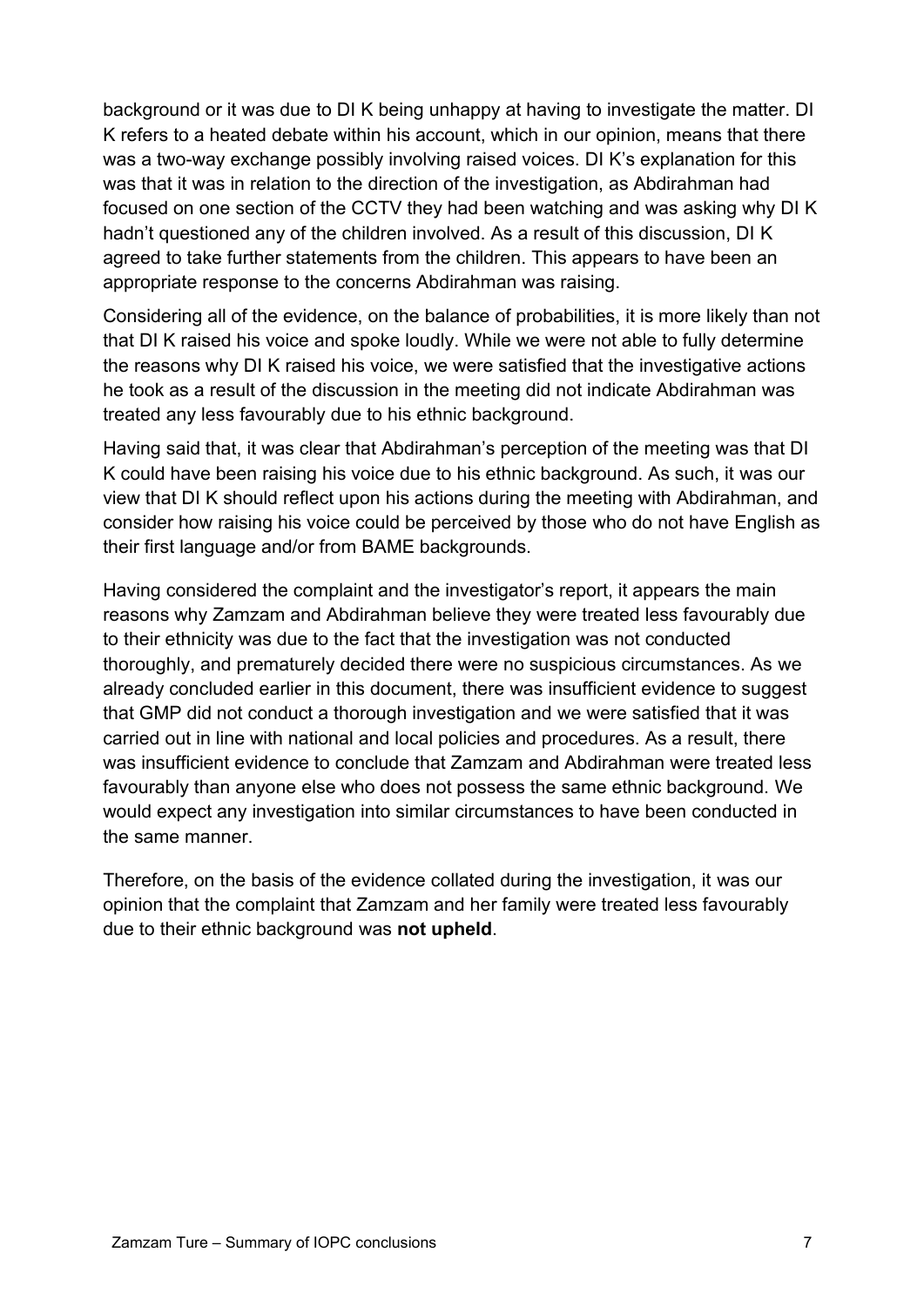background or it was due to DI K being unhappy at having to investigate the matter. DI K refers to a heated debate within his account, which in our opinion, means that there was a two-way exchange possibly involving raised voices. DI K's explanation for this was that it was in relation to the direction of the investigation, as Abdirahman had focused on one section of the CCTV they had been watching and was asking why DI K hadn't questioned any of the children involved. As a result of this discussion, DI K agreed to take further statements from the children. This appears to have been an appropriate response to the concerns Abdirahman was raising.

Considering all of the evidence, on the balance of probabilities, it is more likely than not that DI K raised his voice and spoke loudly. While we were not able to fully determine the reasons why DI K raised his voice, we were satisfied that the investigative actions he took as a result of the discussion in the meeting did not indicate Abdirahman was treated any less favourably due to his ethnic background.

Having said that, it was clear that Abdirahman's perception of the meeting was that DI K could have been raising his voice due to his ethnic background. As such, it was our view that DI K should reflect upon his actions during the meeting with Abdirahman, and consider how raising his voice could be perceived by those who do not have English as their first language and/or from BAME backgrounds.

Having considered the complaint and the investigator's report, it appears the main reasons why Zamzam and Abdirahman believe they were treated less favourably due to their ethnicity was due to the fact that the investigation was not conducted thoroughly, and prematurely decided there were no suspicious circumstances. As we already concluded earlier in this document, there was insufficient evidence to suggest that GMP did not conduct a thorough investigation and we were satisfied that it was carried out in line with national and local policies and procedures. As a result, there was insufficient evidence to conclude that Zamzam and Abdirahman were treated less favourably than anyone else who does not possess the same ethnic background. We would expect any investigation into similar circumstances to have been conducted in the same manner.

Therefore, on the basis of the evidence collated during the investigation, it was our opinion that the complaint that Zamzam and her family were treated less favourably due to their ethnic background was **not upheld**.